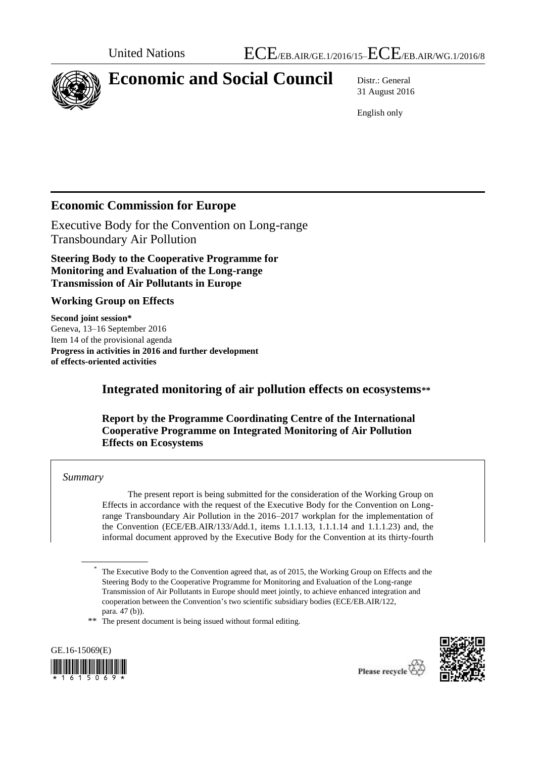United Nations ECE/EB.AIR/GE.1/2016/15–ECE/EB.AIR/WG.1/2016/8

# Economic and Social Council

Distr.: General
31 August 2016

English only

## Economic Commission for Europe

Executive Body for the Convention on Long-range Transboundary Air Pollution

**Steering Body to the Cooperative Programme for Monitoring and Evaluation of the Long-range Transmission of Air Pollutants in Europe**

**Working Group on Effects**

**Second joint session***
Geneva, 13–16 September 2016
Item 14 of the provisional agenda
**Progress in activities in 2016 and further development of effects-oriented activities**

## Integrated monitoring of air pollution effects on ecosystems**

### Report by the Programme Coordinating Centre of the International Cooperative Programme on Integrated Monitoring of Air Pollution Effects on Ecosystems

*Summary*

The present report is being submitted for the consideration of the Working Group on Effects in accordance with the request of the Executive Body for the Convention on Long-range Transboundary Air Pollution in the 2016–2017 workplan for the implementation of the Convention (ECE/EB.AIR/133/Add.1, items 1.1.1.13, 1.1.1.14 and 1.1.1.23) and, the informal document approved by the Executive Body for the Convention at its thirty-fourth

---

\* The Executive Body to the Convention agreed that, as of 2015, the Working Group on Effects and the Steering Body to the Cooperative Programme for Monitoring and Evaluation of the Long-range Transmission of Air Pollutants in Europe should meet jointly, to achieve enhanced integration and cooperation between the Convention's two scientific subsidiary bodies (ECE/EB.AIR/122, para. 47 (b)).

\*\* The present document is being issued without formal editing.

GE.16-15069(E)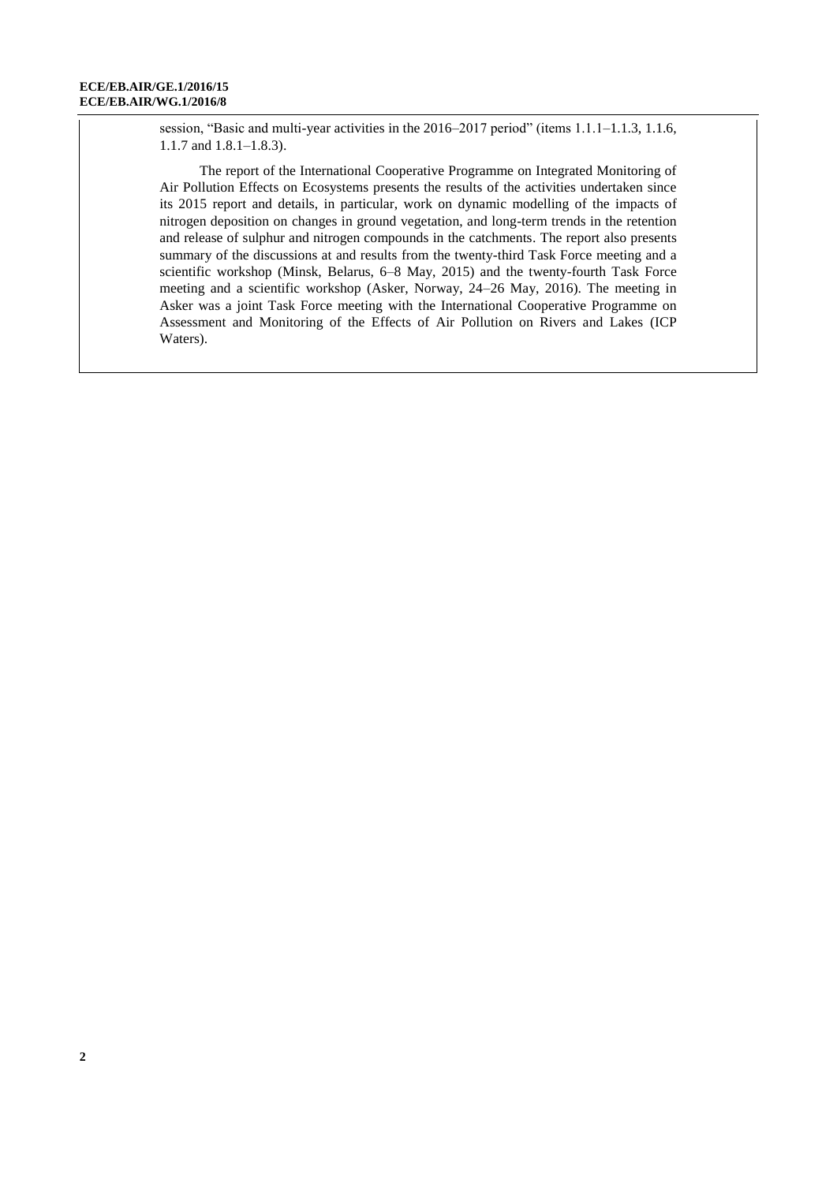session, "Basic and multi-year activities in the 2016–2017 period" (items 1.1.1–1.1.3, 1.1.6, 1.1.7 and 1.8.1–1.8.3).

The report of the International Cooperative Programme on Integrated Monitoring of Air Pollution Effects on Ecosystems presents the results of the activities undertaken since its 2015 report and details, in particular, work on dynamic modelling of the impacts of nitrogen deposition on changes in ground vegetation, and long-term trends in the retention and release of sulphur and nitrogen compounds in the catchments. The report also presents summary of the discussions at and results from the twenty-third Task Force meeting and a scientific workshop (Minsk, Belarus, 6–8 May, 2015) and the twenty-fourth Task Force meeting and a scientific workshop (Asker, Norway, 24–26 May, 2016). The meeting in Asker was a joint Task Force meeting with the International Cooperative Programme on Assessment and Monitoring of the Effects of Air Pollution on Rivers and Lakes (ICP Waters).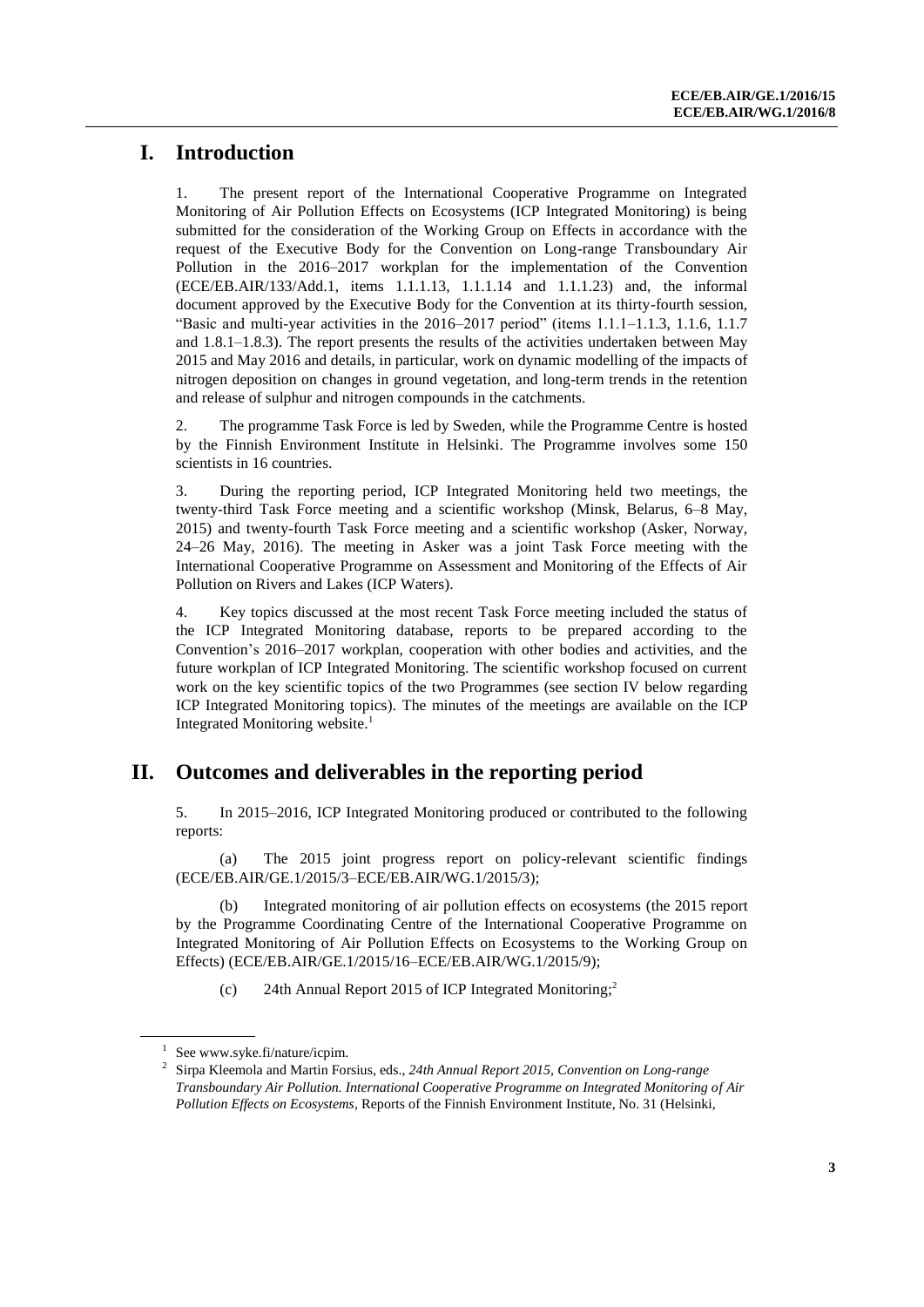# I. Introduction

1. The present report of the International Cooperative Programme on Integrated Monitoring of Air Pollution Effects on Ecosystems (ICP Integrated Monitoring) is being submitted for the consideration of the Working Group on Effects in accordance with the request of the Executive Body for the Convention on Long-range Transboundary Air Pollution in the 2016–2017 workplan for the implementation of the Convention (ECE/EB.AIR/133/Add.1, items 1.1.1.13, 1.1.1.14 and 1.1.1.23) and, the informal document approved by the Executive Body for the Convention at its thirty-fourth session, "Basic and multi-year activities in the 2016–2017 period" (items 1.1.1–1.1.3, 1.1.6, 1.1.7 and 1.8.1–1.8.3). The report presents the results of the activities undertaken between May 2015 and May 2016 and details, in particular, work on dynamic modelling of the impacts of nitrogen deposition on changes in ground vegetation, and long-term trends in the retention and release of sulphur and nitrogen compounds in the catchments.

2. The programme Task Force is led by Sweden, while the Programme Centre is hosted by the Finnish Environment Institute in Helsinki. The Programme involves some 150 scientists in 16 countries.

3. During the reporting period, ICP Integrated Monitoring held two meetings, the twenty-third Task Force meeting and a scientific workshop (Minsk, Belarus, 6–8 May, 2015) and twenty-fourth Task Force meeting and a scientific workshop (Asker, Norway, 24–26 May, 2016). The meeting in Asker was a joint Task Force meeting with the International Cooperative Programme on Assessment and Monitoring of the Effects of Air Pollution on Rivers and Lakes (ICP Waters).

4. Key topics discussed at the most recent Task Force meeting included the status of the ICP Integrated Monitoring database, reports to be prepared according to the Convention's 2016–2017 workplan, cooperation with other bodies and activities, and the future workplan of ICP Integrated Monitoring. The scientific workshop focused on current work on the key scientific topics of the two Programmes (see section IV below regarding ICP Integrated Monitoring topics). The minutes of the meetings are available on the ICP Integrated Monitoring website.[1]

# II. Outcomes and deliverables in the reporting period

5. In 2015–2016, ICP Integrated Monitoring produced or contributed to the following reports:

(a) The 2015 joint progress report on policy-relevant scientific findings (ECE/EB.AIR/GE.1/2015/3–ECE/EB.AIR/WG.1/2015/3);

(b) Integrated monitoring of air pollution effects on ecosystems (the 2015 report by the Programme Coordinating Centre of the International Cooperative Programme on Integrated Monitoring of Air Pollution Effects on Ecosystems to the Working Group on Effects) (ECE/EB.AIR/GE.1/2015/16–ECE/EB.AIR/WG.1/2015/9);

(c) 24th Annual Report 2015 of ICP Integrated Monitoring;[2]

---

[1] See www.syke.fi/nature/icpim.

[2] Sirpa Kleemola and Martin Forsius, eds., *24th Annual Report 2015, Convention on Long-range Transboundary Air Pollution. International Cooperative Programme on Integrated Monitoring of Air Pollution Effects on Ecosystems*, Reports of the Finnish Environment Institute, No. 31 (Helsinki,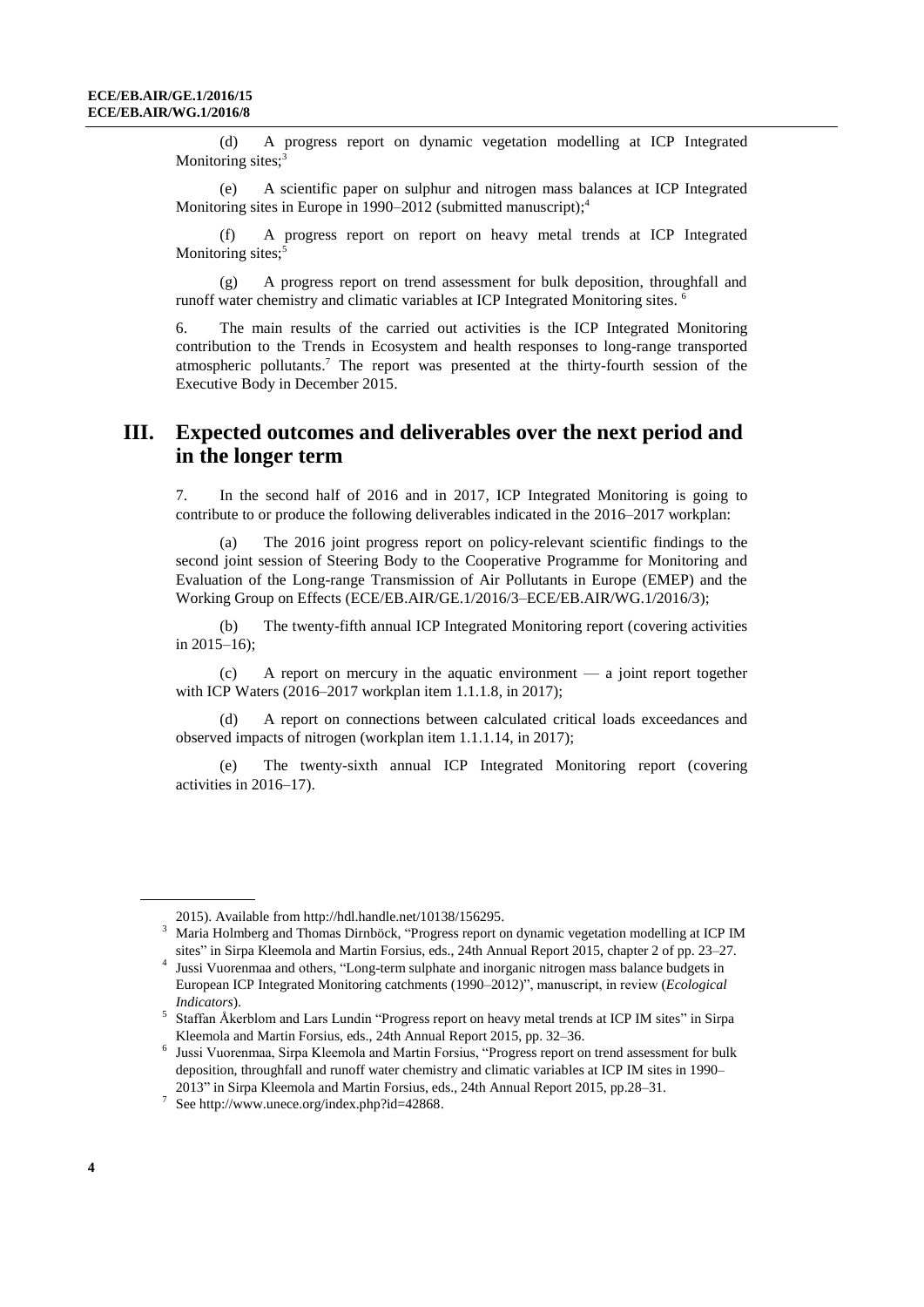(d) A progress report on dynamic vegetation modelling at ICP Integrated Monitoring sites;[3]

(e) A scientific paper on sulphur and nitrogen mass balances at ICP Integrated Monitoring sites in Europe in 1990–2012 (submitted manuscript);[4]

(f) A progress report on report on heavy metal trends at ICP Integrated Monitoring sites;[5]

(g) A progress report on trend assessment for bulk deposition, throughfall and runoff water chemistry and climatic variables at ICP Integrated Monitoring sites. [6]

6. The main results of the carried out activities is the ICP Integrated Monitoring contribution to the Trends in Ecosystem and health responses to long-range transported atmospheric pollutants.[7] The report was presented at the thirty-fourth session of the Executive Body in December 2015.

## III. Expected outcomes and deliverables over the next period and in the longer term

7. In the second half of 2016 and in 2017, ICP Integrated Monitoring is going to contribute to or produce the following deliverables indicated in the 2016–2017 workplan:

(a) The 2016 joint progress report on policy-relevant scientific findings to the second joint session of Steering Body to the Cooperative Programme for Monitoring and Evaluation of the Long-range Transmission of Air Pollutants in Europe (EMEP) and the Working Group on Effects (ECE/EB.AIR/GE.1/2016/3–ECE/EB.AIR/WG.1/2016/3);

(b) The twenty-fifth annual ICP Integrated Monitoring report (covering activities in 2015–16);

(c) A report on mercury in the aquatic environment — a joint report together with ICP Waters (2016–2017 workplan item 1.1.1.8, in 2017);

(d) A report on connections between calculated critical loads exceedances and observed impacts of nitrogen (workplan item 1.1.1.14, in 2017);

(e) The twenty-sixth annual ICP Integrated Monitoring report (covering activities in 2016–17).

---

2015). Available from http://hdl.handle.net/10138/156295.

[3] Maria Holmberg and Thomas Dirnböck, "Progress report on dynamic vegetation modelling at ICP IM sites" in Sirpa Kleemola and Martin Forsius, eds., 24th Annual Report 2015, chapter 2 of pp. 23–27.

[4] Jussi Vuorenmaa and others, "Long-term sulphate and inorganic nitrogen mass balance budgets in European ICP Integrated Monitoring catchments (1990–2012)", manuscript, in review (*Ecological Indicators*).

[5] Staffan Åkerblom and Lars Lundin "Progress report on heavy metal trends at ICP IM sites" in Sirpa Kleemola and Martin Forsius, eds., 24th Annual Report 2015, pp. 32–36.

[6] Jussi Vuorenmaa, Sirpa Kleemola and Martin Forsius, "Progress report on trend assessment for bulk deposition, throughfall and runoff water chemistry and climatic variables at ICP IM sites in 1990–2013" in Sirpa Kleemola and Martin Forsius, eds., 24th Annual Report 2015, pp.28–31.

[7] See http://www.unece.org/index.php?id=42868.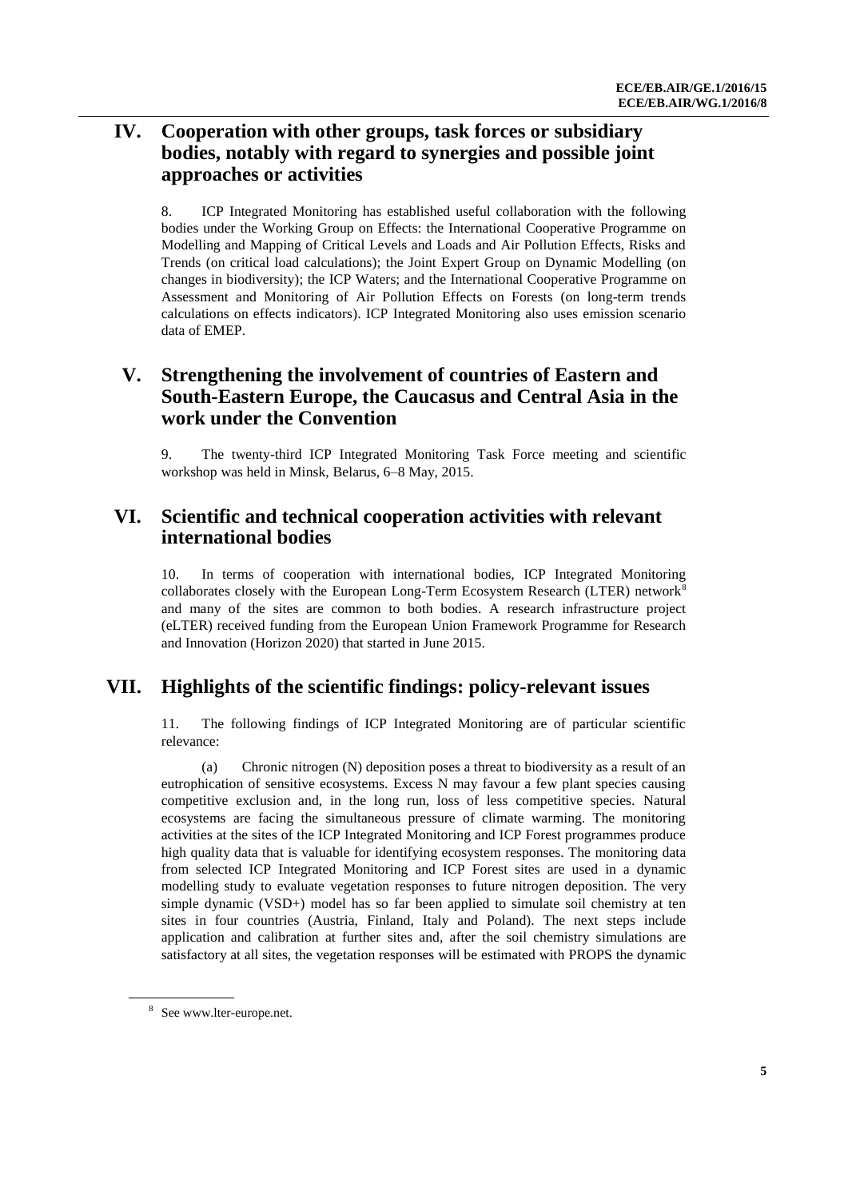## IV. Cooperation with other groups, task forces or subsidiary bodies, notably with regard to synergies and possible joint approaches or activities

8. ICP Integrated Monitoring has established useful collaboration with the following bodies under the Working Group on Effects: the International Cooperative Programme on Modelling and Mapping of Critical Levels and Loads and Air Pollution Effects, Risks and Trends (on critical load calculations); the Joint Expert Group on Dynamic Modelling (on changes in biodiversity); the ICP Waters; and the International Cooperative Programme on Assessment and Monitoring of Air Pollution Effects on Forests (on long-term trends calculations on effects indicators). ICP Integrated Monitoring also uses emission scenario data of EMEP.

## V. Strengthening the involvement of countries of Eastern and South-Eastern Europe, the Caucasus and Central Asia in the work under the Convention

9. The twenty-third ICP Integrated Monitoring Task Force meeting and scientific workshop was held in Minsk, Belarus, 6–8 May, 2015.

## VI. Scientific and technical cooperation activities with relevant international bodies

10. In terms of cooperation with international bodies, ICP Integrated Monitoring collaborates closely with the European Long-Term Ecosystem Research (LTER) network[8] and many of the sites are common to both bodies. A research infrastructure project (eLTER) received funding from the European Union Framework Programme for Research and Innovation (Horizon 2020) that started in June 2015.

## VII. Highlights of the scientific findings: policy-relevant issues

11. The following findings of ICP Integrated Monitoring are of particular scientific relevance:

(a) Chronic nitrogen (N) deposition poses a threat to biodiversity as a result of an eutrophication of sensitive ecosystems. Excess N may favour a few plant species causing competitive exclusion and, in the long run, loss of less competitive species. Natural ecosystems are facing the simultaneous pressure of climate warming. The monitoring activities at the sites of the ICP Integrated Monitoring and ICP Forest programmes produce high quality data that is valuable for identifying ecosystem responses. The monitoring data from selected ICP Integrated Monitoring and ICP Forest sites are used in a dynamic modelling study to evaluate vegetation responses to future nitrogen deposition. The very simple dynamic (VSD+) model has so far been applied to simulate soil chemistry at ten sites in four countries (Austria, Finland, Italy and Poland). The next steps include application and calibration at further sites and, after the soil chemistry simulations are satisfactory at all sites, the vegetation responses will be estimated with PROPS the dynamic

[8] See www.lter-europe.net.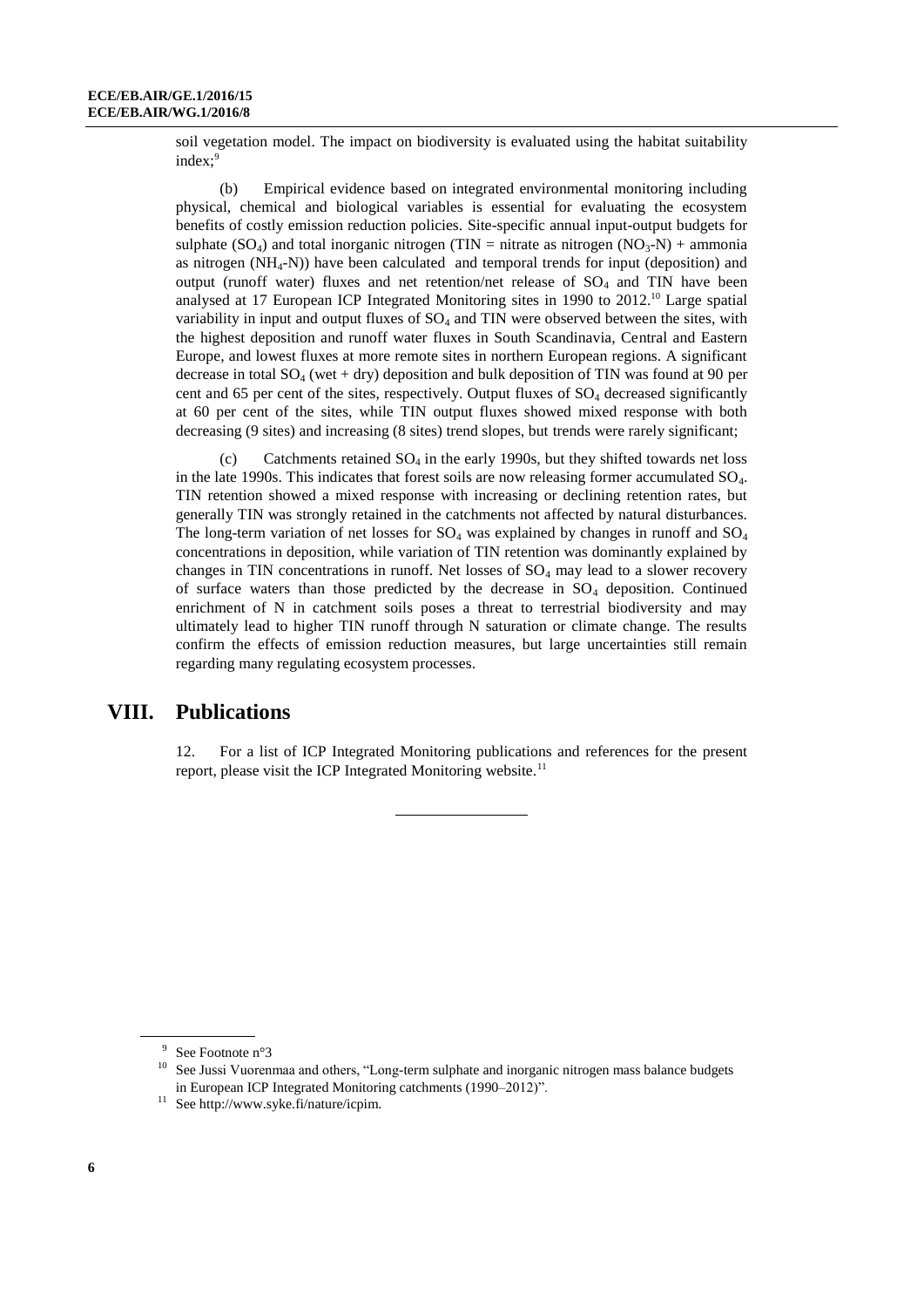soil vegetation model. The impact on biodiversity is evaluated using the habitat suitability index;[9]

(b) Empirical evidence based on integrated environmental monitoring including physical, chemical and biological variables is essential for evaluating the ecosystem benefits of costly emission reduction policies. Site-specific annual input-output budgets for sulphate ($SO_4$) and total inorganic nitrogen (TIN = nitrate as nitrogen ($NO_3$-N) + ammonia as nitrogen ($NH_4$-N)) have been calculated and temporal trends for input (deposition) and output (runoff water) fluxes and net retention/net release of $SO_4$ and TIN have been analysed at 17 European ICP Integrated Monitoring sites in 1990 to 2012.[10] Large spatial variability in input and output fluxes of $SO_4$ and TIN were observed between the sites, with the highest deposition and runoff water fluxes in South Scandinavia, Central and Eastern Europe, and lowest fluxes at more remote sites in northern European regions. A significant decrease in total $SO_4$ (wet + dry) deposition and bulk deposition of TIN was found at 90 per cent and 65 per cent of the sites, respectively. Output fluxes of $SO_4$ decreased significantly at 60 per cent of the sites, while TIN output fluxes showed mixed response with both decreasing (9 sites) and increasing (8 sites) trend slopes, but trends were rarely significant;

(c) Catchments retained $SO_4$ in the early 1990s, but they shifted towards net loss in the late 1990s. This indicates that forest soils are now releasing former accumulated $SO_4$. TIN retention showed a mixed response with increasing or declining retention rates, but generally TIN was strongly retained in the catchments not affected by natural disturbances. The long-term variation of net losses for $SO_4$ was explained by changes in runoff and $SO_4$ concentrations in deposition, while variation of TIN retention was dominantly explained by changes in TIN concentrations in runoff. Net losses of $SO_4$ may lead to a slower recovery of surface waters than those predicted by the decrease in $SO_4$ deposition. Continued enrichment of N in catchment soils poses a threat to terrestrial biodiversity and may ultimately lead to higher TIN runoff through N saturation or climate change. The results confirm the effects of emission reduction measures, but large uncertainties still remain regarding many regulating ecosystem processes.

# VIII. Publications

12. For a list of ICP Integrated Monitoring publications and references for the present report, please visit the ICP Integrated Monitoring website.[11]

---

[9] See Footnote n°3

[10] See Jussi Vuorenmaa and others, "Long-term sulphate and inorganic nitrogen mass balance budgets in European ICP Integrated Monitoring catchments (1990–2012)".

[11] See http://www.syke.fi/nature/icpim.